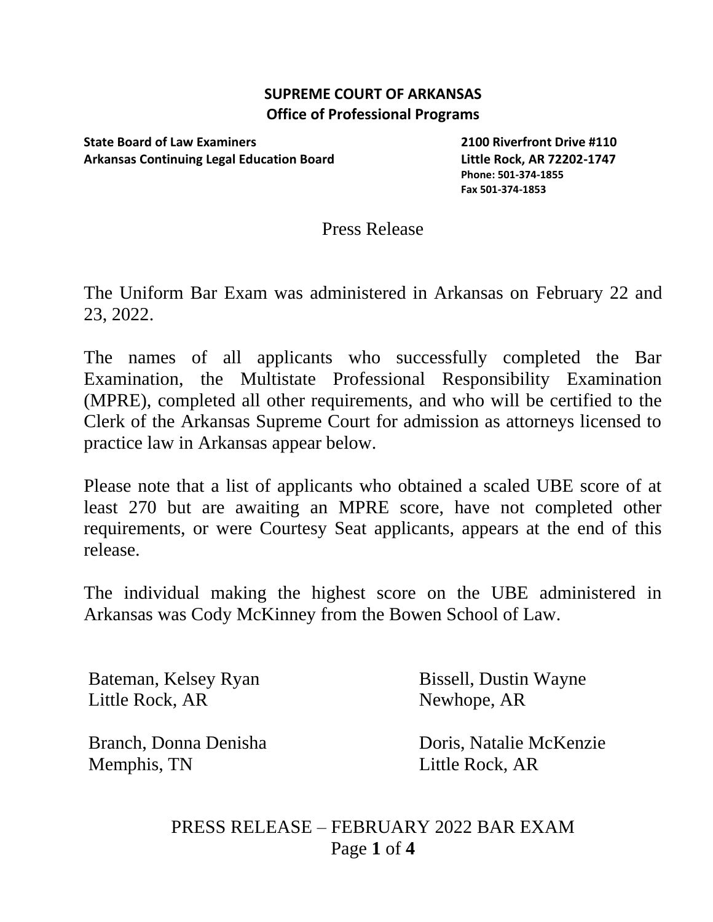**SUPREME COURT OF ARKANSAS**
**Office of Professional Programs**

**State Board of Law Examiners**
**Arkansas Continuing Legal Education Board**

**2100 Riverfront Drive #110**
**Little Rock, AR 72202-1747**
**Phone: 501-374-1855**
**Fax 501-374-1853**

Press Release

The Uniform Bar Exam was administered in Arkansas on February 22 and 23, 2022.

The names of all applicants who successfully completed the Bar Examination, the Multistate Professional Responsibility Examination (MPRE), completed all other requirements, and who will be certified to the Clerk of the Arkansas Supreme Court for admission as attorneys licensed to practice law in Arkansas appear below.

Please note that a list of applicants who obtained a scaled UBE score of at least 270 but are awaiting an MPRE score, have not completed other requirements, or were Courtesy Seat applicants, appears at the end of this release.

The individual making the highest score on the UBE administered in Arkansas was Cody McKinney from the Bowen School of Law.

Bateman, Kelsey Ryan
Little Rock, AR

Bissell, Dustin Wayne
Newhope, AR

Branch, Donna Denisha
Memphis, TN

Doris, Natalie McKenzie
Little Rock, AR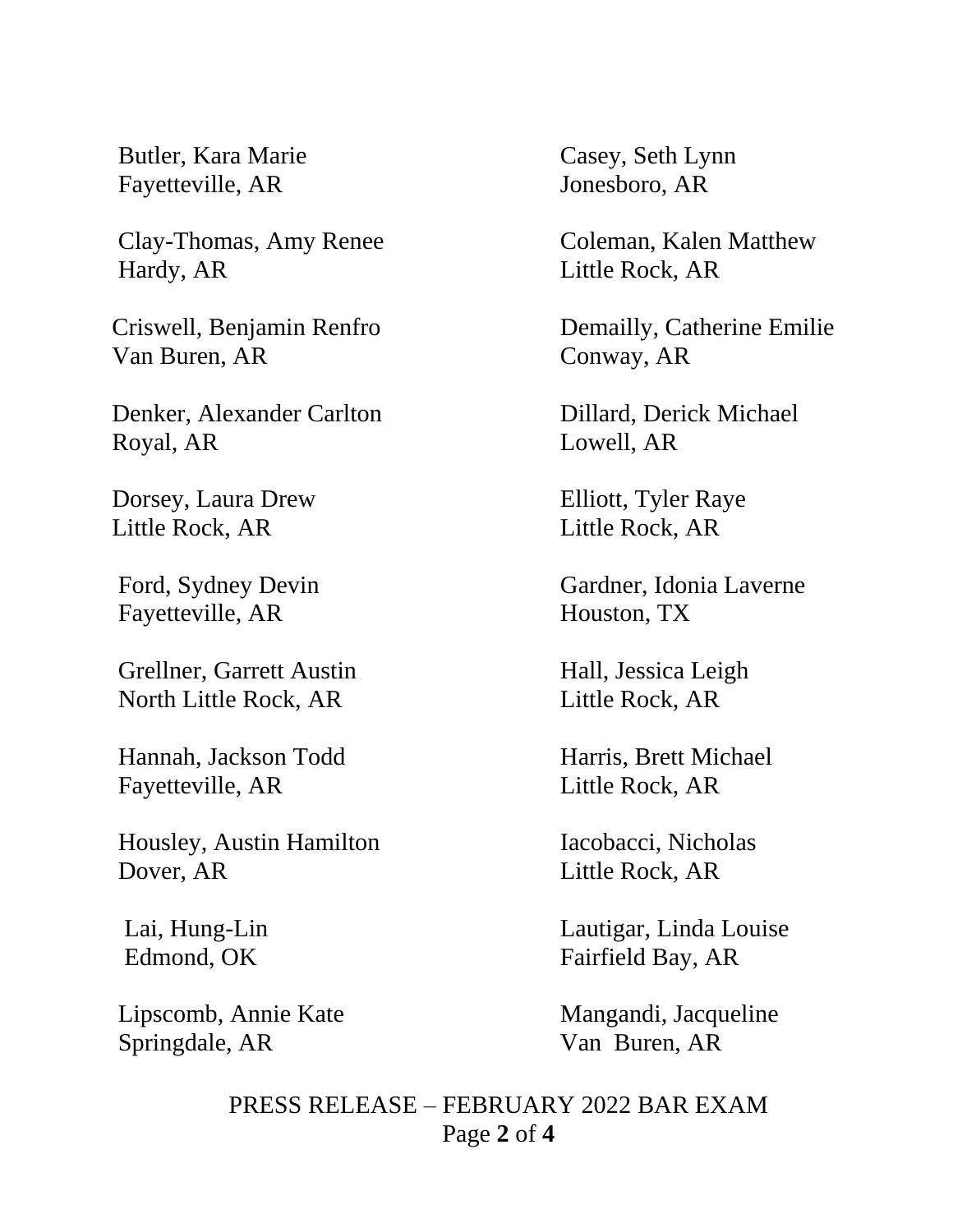Butler, Kara Marie
Fayetteville, AR

Casey, Seth Lynn
Jonesboro, AR

Clay-Thomas, Amy Renee
Hardy, AR

Coleman, Kalen Matthew
Little Rock, AR

Criswell, Benjamin Renfro
Van Buren, AR

Demailly, Catherine Emilie
Conway, AR

Denker, Alexander Carlton
Royal, AR

Dillard, Derick Michael
Lowell, AR

Dorsey, Laura Drew
Little Rock, AR

Elliott, Tyler Raye
Little Rock, AR

Ford, Sydney Devin
Fayetteville, AR

Gardner, Idonia Laverne
Houston, TX

Grellner, Garrett Austin
North Little Rock, AR

Hall, Jessica Leigh
Little Rock, AR

Hannah, Jackson Todd
Fayetteville, AR

Harris, Brett Michael
Little Rock, AR

Housley, Austin Hamilton
Dover, AR

Iacobacci, Nicholas
Little Rock, AR

Lai, Hung-Lin
Edmond, OK

Lautigar, Linda Louise
Fairfield Bay, AR

Lipscomb, Annie Kate
Springdale, AR

Mangandi, Jacqueline
Van Buren, AR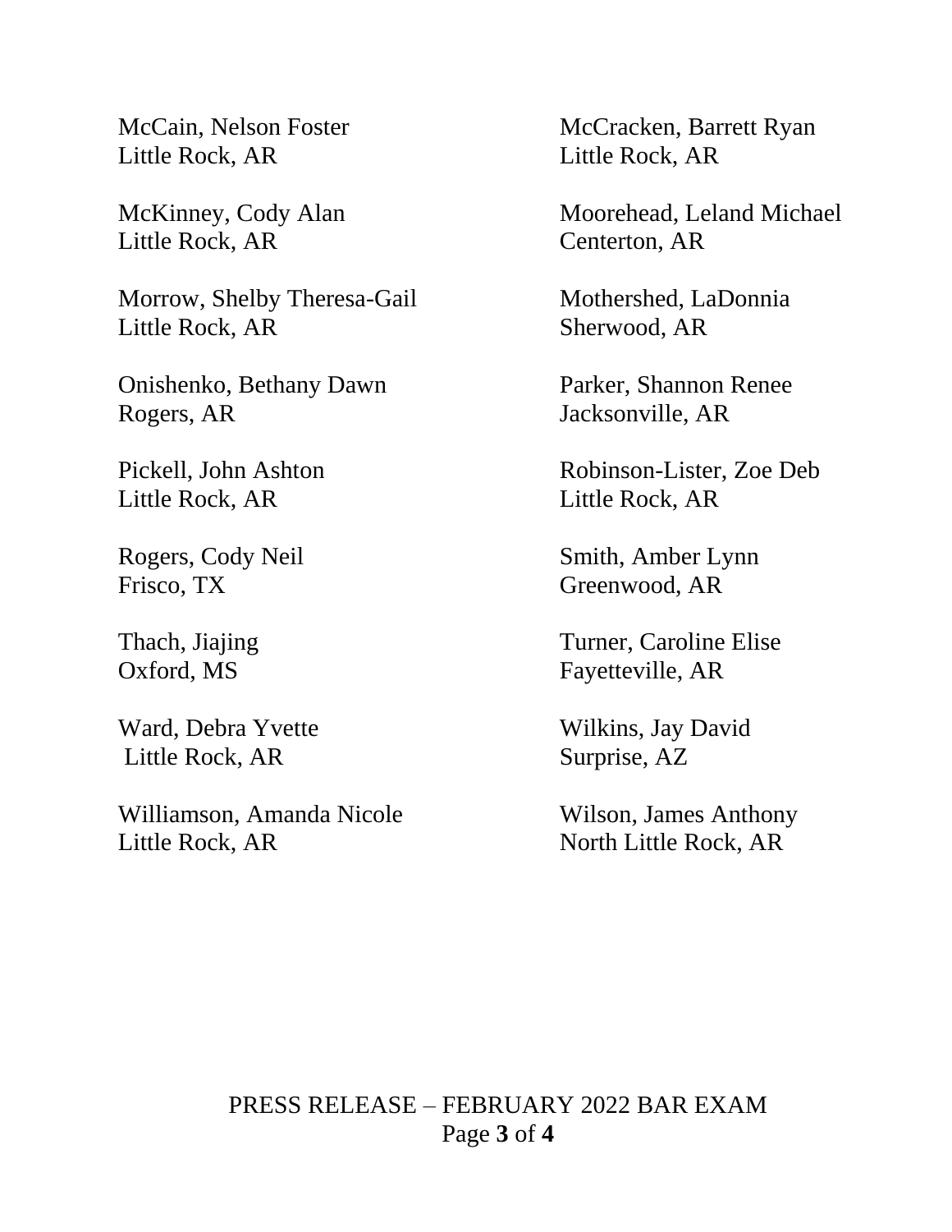McCain, Nelson Foster
Little Rock, AR

McCracken, Barrett Ryan
Little Rock, AR

McKinney, Cody Alan
Little Rock, AR

Moorehead, Leland Michael
Centerton, AR

Morrow, Shelby Theresa-Gail
Little Rock, AR

Mothershed, LaDonnia
Sherwood, AR

Onishenko, Bethany Dawn
Rogers, AR

Parker, Shannon Renee
Jacksonville, AR

Pickell, John Ashton
Little Rock, AR

Robinson-Lister, Zoe Deb
Little Rock, AR

Rogers, Cody Neil
Frisco, TX

Smith, Amber Lynn
Greenwood, AR

Thach, Jiajing
Oxford, MS

Turner, Caroline Elise
Fayetteville, AR

Ward, Debra Yvette
Little Rock, AR

Wilkins, Jay David
Surprise, AZ

Williamson, Amanda Nicole
Little Rock, AR

Wilson, James Anthony
North Little Rock, AR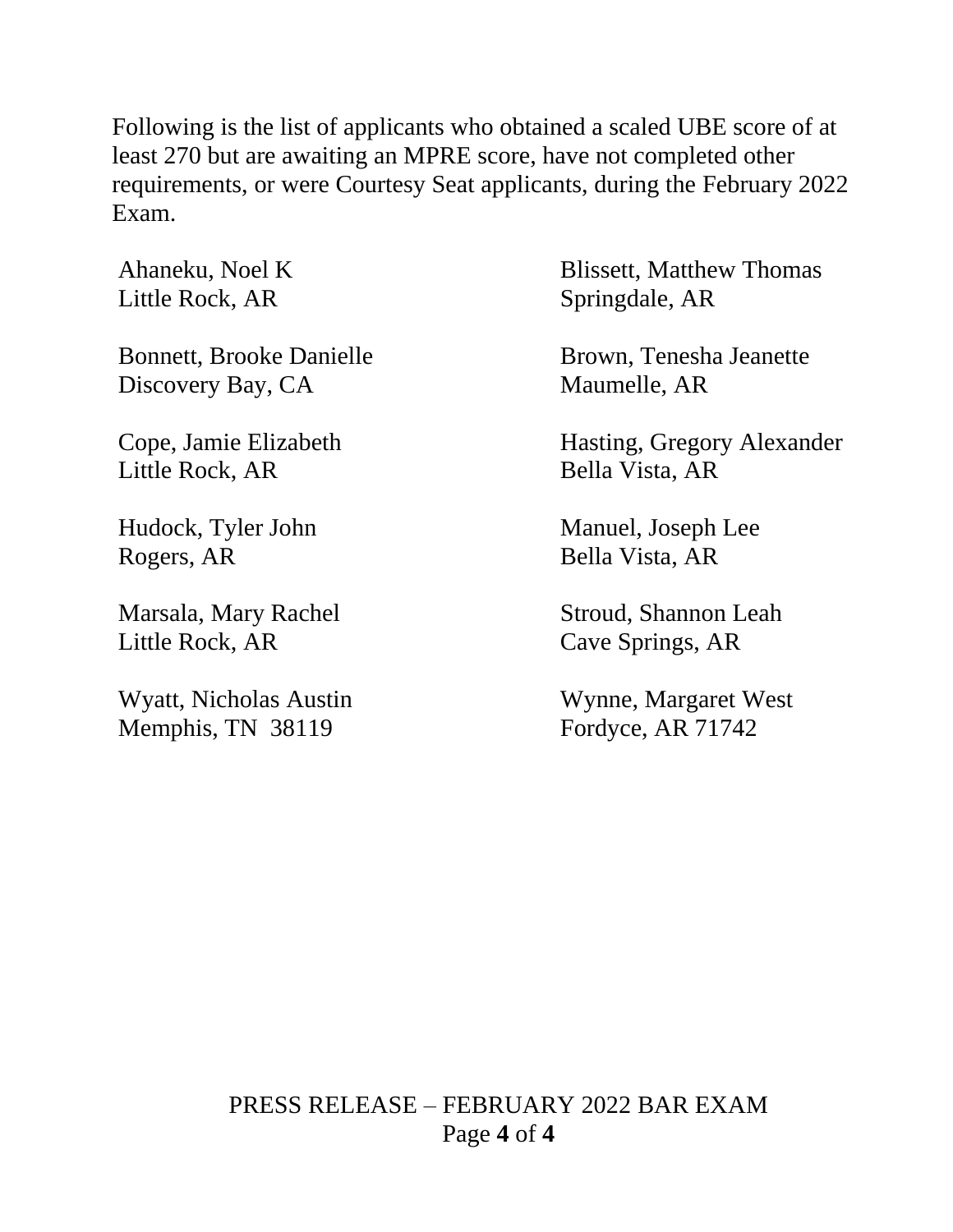Following is the list of applicants who obtained a scaled UBE score of at least 270 but are awaiting an MPRE score, have not completed other requirements, or were Courtesy Seat applicants, during the February 2022 Exam.

Ahaneku, Noel K
Little Rock, AR

Blissett, Matthew Thomas
Springdale, AR

Bonnett, Brooke Danielle
Discovery Bay, CA

Brown, Tenesha Jeanette
Maumelle, AR

Cope, Jamie Elizabeth
Little Rock, AR

Hasting, Gregory Alexander
Bella Vista, AR

Hudock, Tyler John
Rogers, AR

Manuel, Joseph Lee
Bella Vista, AR

Marsala, Mary Rachel
Little Rock, AR

Stroud, Shannon Leah
Cave Springs, AR

Wyatt, Nicholas Austin
Memphis, TN 38119

Wynne, Margaret West
Fordyce, AR 71742